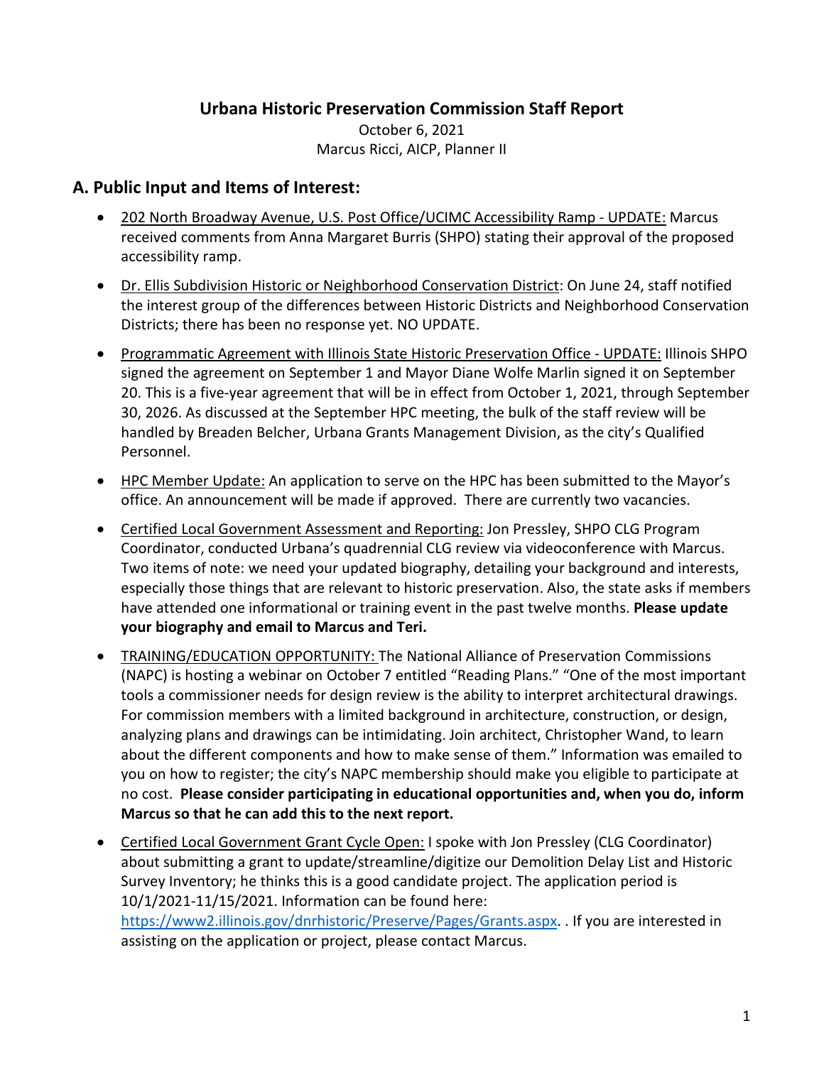# Urbana Historic Preservation Commission Staff Report

October 6, 2021
Marcus Ricci, AICP, Planner II

## A. Public Input and Items of Interest:

- 202 North Broadway Avenue, U.S. Post Office/UCIMC Accessibility Ramp - UPDATE: Marcus received comments from Anna Margaret Burris (SHPO) stating their approval of the proposed accessibility ramp.
- Dr. Ellis Subdivision Historic or Neighborhood Conservation District: On June 24, staff notified the interest group of the differences between Historic Districts and Neighborhood Conservation Districts; there has been no response yet. NO UPDATE.
- Programmatic Agreement with Illinois State Historic Preservation Office - UPDATE: Illinois SHPO signed the agreement on September 1 and Mayor Diane Wolfe Marlin signed it on September 20. This is a five-year agreement that will be in effect from October 1, 2021, through September 30, 2026. As discussed at the September HPC meeting, the bulk of the staff review will be handled by Breaden Belcher, Urbana Grants Management Division, as the city's Qualified Personnel.
- HPC Member Update: An application to serve on the HPC has been submitted to the Mayor's office. An announcement will be made if approved. There are currently two vacancies.
- Certified Local Government Assessment and Reporting: Jon Pressley, SHPO CLG Program Coordinator, conducted Urbana's quadrennial CLG review via videoconference with Marcus. Two items of note: we need your updated biography, detailing your background and interests, especially those things that are relevant to historic preservation. Also, the state asks if members have attended one informational or training event in the past twelve months. **Please update your biography and email to Marcus and Teri.**
- TRAINING/EDUCATION OPPORTUNITY: The National Alliance of Preservation Commissions (NAPC) is hosting a webinar on October 7 entitled "Reading Plans." "One of the most important tools a commissioner needs for design review is the ability to interpret architectural drawings. For commission members with a limited background in architecture, construction, or design, analyzing plans and drawings can be intimidating. Join architect, Christopher Wand, to learn about the different components and how to make sense of them." Information was emailed to you on how to register; the city's NAPC membership should make you eligible to participate at no cost. **Please consider participating in educational opportunities and, when you do, inform Marcus so that he can add this to the next report.**
- Certified Local Government Grant Cycle Open: I spoke with Jon Pressley (CLG Coordinator) about submitting a grant to update/streamline/digitize our Demolition Delay List and Historic Survey Inventory; he thinks this is a good candidate project. The application period is 10/1/2021-11/15/2021. Information can be found here: [https://www2.illinois.gov/dnrhistoric/Preserve/Pages/Grants.aspx](https://www2.illinois.gov/dnrhistoric/Preserve/Pages/Grants.aspx). . If you are interested in assisting on the application or project, please contact Marcus.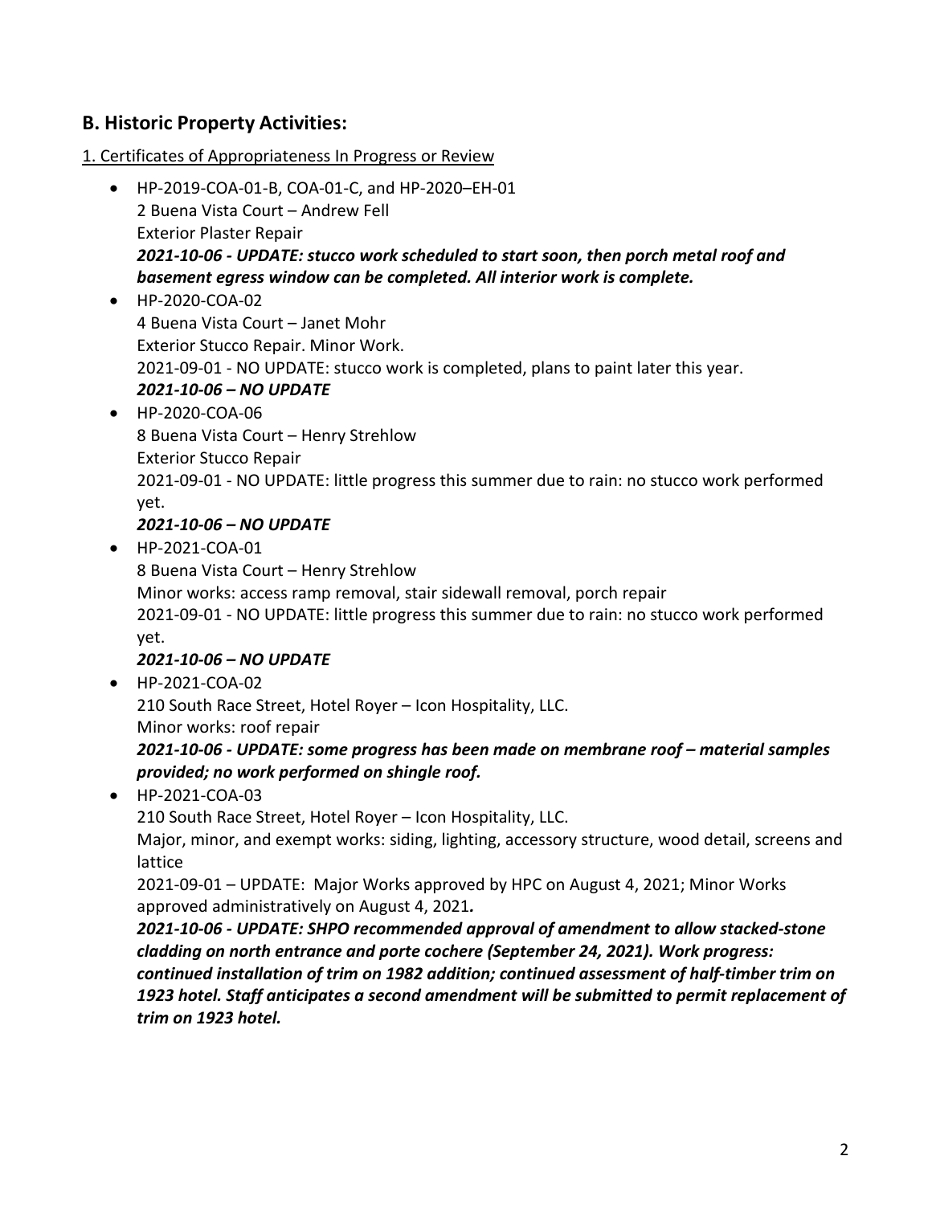## B. Historic Property Activities:

1. Certificates of Appropriateness In Progress or Review

- HP-2019-COA-01-B, COA-01-C, and HP-2020–EH-01
  2 Buena Vista Court – Andrew Fell
  Exterior Plaster Repair
  ***2021-10-06 - UPDATE: stucco work scheduled to start soon, then porch metal roof and basement egress window can be completed. All interior work is complete.***
- HP-2020-COA-02
  4 Buena Vista Court – Janet Mohr
  Exterior Stucco Repair. Minor Work.
  2021-09-01 - NO UPDATE: stucco work is completed, plans to paint later this year.
  ***2021-10-06 – NO UPDATE***
- HP-2020-COA-06
  8 Buena Vista Court – Henry Strehlow
  Exterior Stucco Repair
  2021-09-01 - NO UPDATE: little progress this summer due to rain: no stucco work performed yet.
  ***2021-10-06 – NO UPDATE***
- HP-2021-COA-01
  8 Buena Vista Court – Henry Strehlow
  Minor works: access ramp removal, stair sidewall removal, porch repair
  2021-09-01 - NO UPDATE: little progress this summer due to rain: no stucco work performed yet.
  ***2021-10-06 – NO UPDATE***
- HP-2021-COA-02
  210 South Race Street, Hotel Royer – Icon Hospitality, LLC.
  Minor works: roof repair
  ***2021-10-06 - UPDATE: some progress has been made on membrane roof – material samples provided; no work performed on shingle roof.***
- HP-2021-COA-03
  210 South Race Street, Hotel Royer – Icon Hospitality, LLC.
  Major, minor, and exempt works: siding, lighting, accessory structure, wood detail, screens and lattice
  2021-09-01 – UPDATE: Major Works approved by HPC on August 4, 2021; Minor Works approved administratively on August 4, 2021*.*
  ***2021-10-06 - UPDATE: SHPO recommended approval of amendment to allow stacked-stone cladding on north entrance and porte cochere (September 24, 2021). Work progress: continued installation of trim on 1982 addition; continued assessment of half-timber trim on 1923 hotel. Staff anticipates a second amendment will be submitted to permit replacement of trim on 1923 hotel.***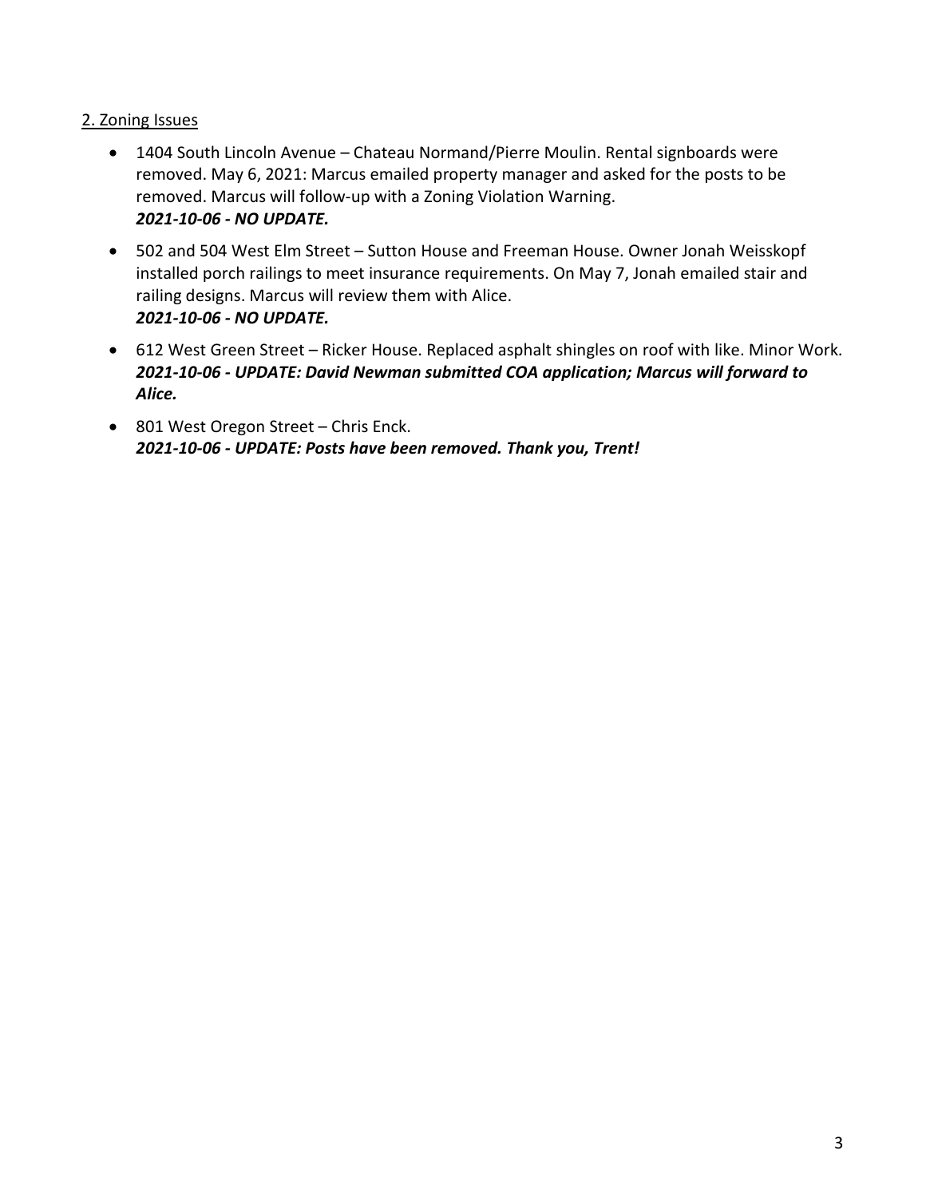2. Zoning Issues

- 1404 South Lincoln Avenue – Chateau Normand/Pierre Moulin. Rental signboards were removed. May 6, 2021: Marcus emailed property manager and asked for the posts to be removed. Marcus will follow-up with a Zoning Violation Warning.
  ***2021-10-06 - NO UPDATE.***
- 502 and 504 West Elm Street – Sutton House and Freeman House. Owner Jonah Weisskopf installed porch railings to meet insurance requirements. On May 7, Jonah emailed stair and railing designs. Marcus will review them with Alice.
  ***2021-10-06 - NO UPDATE.***
- 612 West Green Street – Ricker House. Replaced asphalt shingles on roof with like. Minor Work.
  ***2021-10-06 - UPDATE: David Newman submitted COA application; Marcus will forward to Alice.***
- 801 West Oregon Street – Chris Enck.
  ***2021-10-06 - UPDATE: Posts have been removed. Thank you, Trent!***